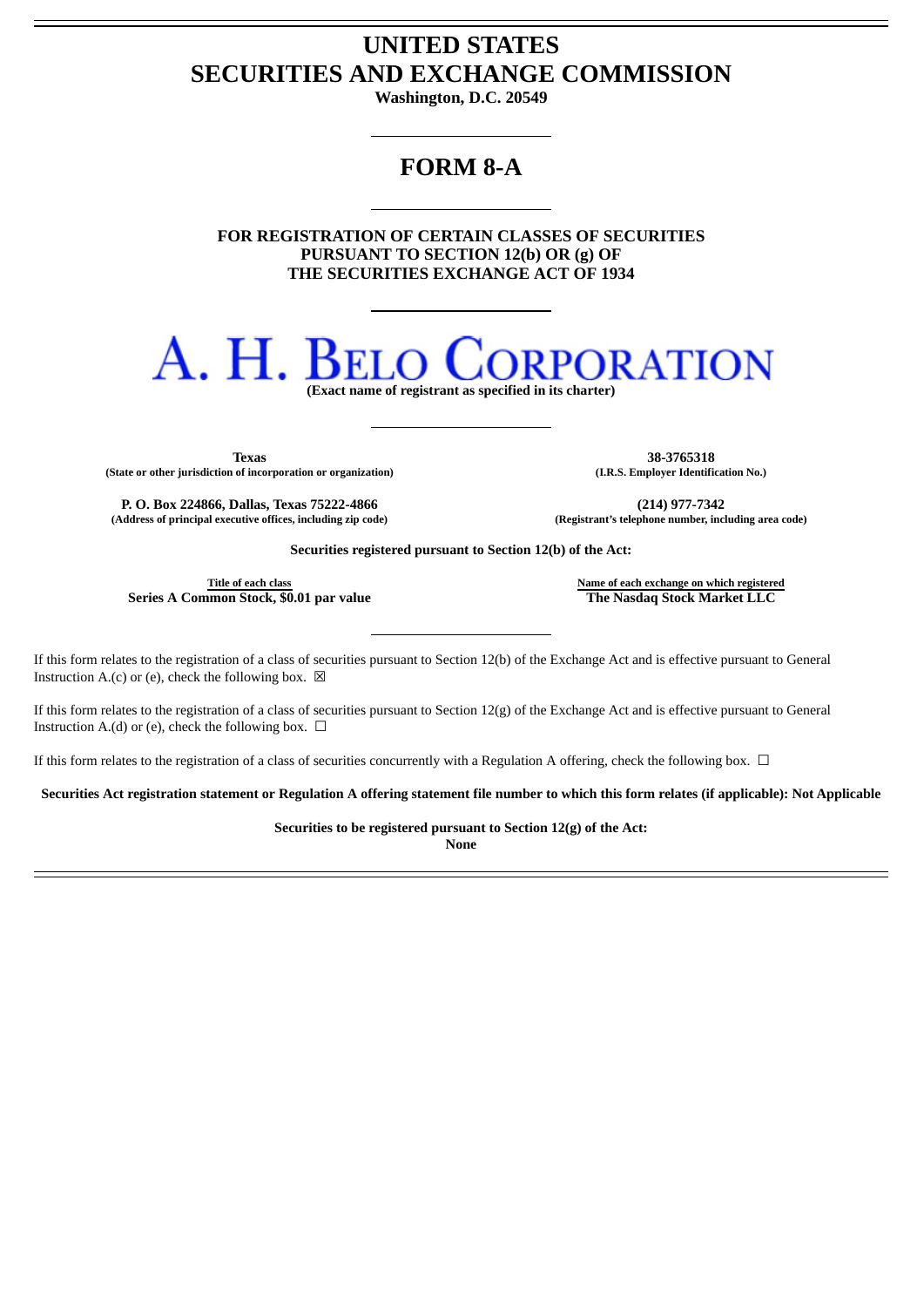# UNITED STATES SECURITIES AND EXCHANGE COMMISSION

**Washington, D.C. 20549**

# FORM 8-A

**FOR REGISTRATION OF CERTAIN CLASSES OF SECURITIES PURSUANT TO SECTION 12(b) OR (g) OF THE SECURITIES EXCHANGE ACT OF 1934**

# A. H. BELO CORPORATION

**(Exact name of registrant as specified in its charter)**

| | |
|---|---|
| **Texas** | **38-3765318** |
| **(State or other jurisdiction of incorporation or organization)** | **(I.R.S. Employer Identification No.)** |
| **P. O. Box 224866, Dallas, Texas 75222-4866** | **(214) 977-7342** |
| **(Address of principal executive offices, including zip code)** | **(Registrant's telephone number, including area code)** |

**Securities registered pursuant to Section 12(b) of the Act:**

| Title of each class | Name of each exchange on which registered |
|---|---|
| **Series A Common Stock, $0.01 par value** | **The Nasdaq Stock Market LLC** |

If this form relates to the registration of a class of securities pursuant to Section 12(b) of the Exchange Act and is effective pursuant to General Instruction A.(c) or (e), check the following box. ☒

If this form relates to the registration of a class of securities pursuant to Section 12(g) of the Exchange Act and is effective pursuant to General Instruction A.(d) or (e), check the following box. ☐

If this form relates to the registration of a class of securities concurrently with a Regulation A offering, check the following box. ☐

**Securities Act registration statement or Regulation A offering statement file number to which this form relates (if applicable): Not Applicable**

**Securities to be registered pursuant to Section 12(g) of the Act:**

**None**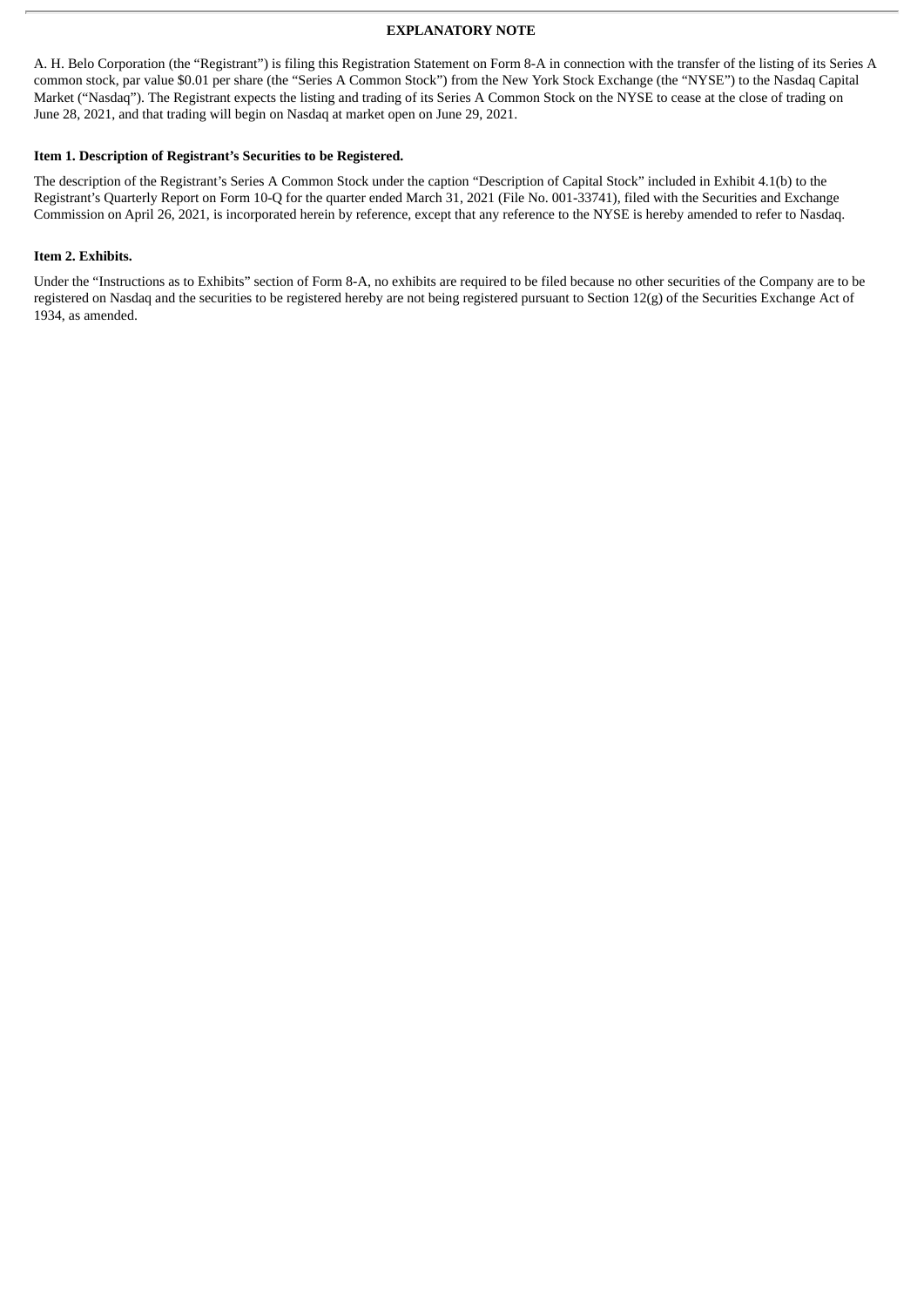## EXPLANATORY NOTE

A. H. Belo Corporation (the "Registrant") is filing this Registration Statement on Form 8-A in connection with the transfer of the listing of its Series A common stock, par value $0.01 per share (the "Series A Common Stock") from the New York Stock Exchange (the "NYSE") to the Nasdaq Capital Market ("Nasdaq"). The Registrant expects the listing and trading of its Series A Common Stock on the NYSE to cease at the close of trading on June 28, 2021, and that trading will begin on Nasdaq at market open on June 29, 2021.

### Item 1. Description of Registrant's Securities to be Registered.

The description of the Registrant's Series A Common Stock under the caption "Description of Capital Stock" included in Exhibit 4.1(b) to the Registrant's Quarterly Report on Form 10-Q for the quarter ended March 31, 2021 (File No. 001-33741), filed with the Securities and Exchange Commission on April 26, 2021, is incorporated herein by reference, except that any reference to the NYSE is hereby amended to refer to Nasdaq.

### Item 2. Exhibits.

Under the "Instructions as to Exhibits" section of Form 8-A, no exhibits are required to be filed because no other securities of the Company are to be registered on Nasdaq and the securities to be registered hereby are not being registered pursuant to Section 12(g) of the Securities Exchange Act of 1934, as amended.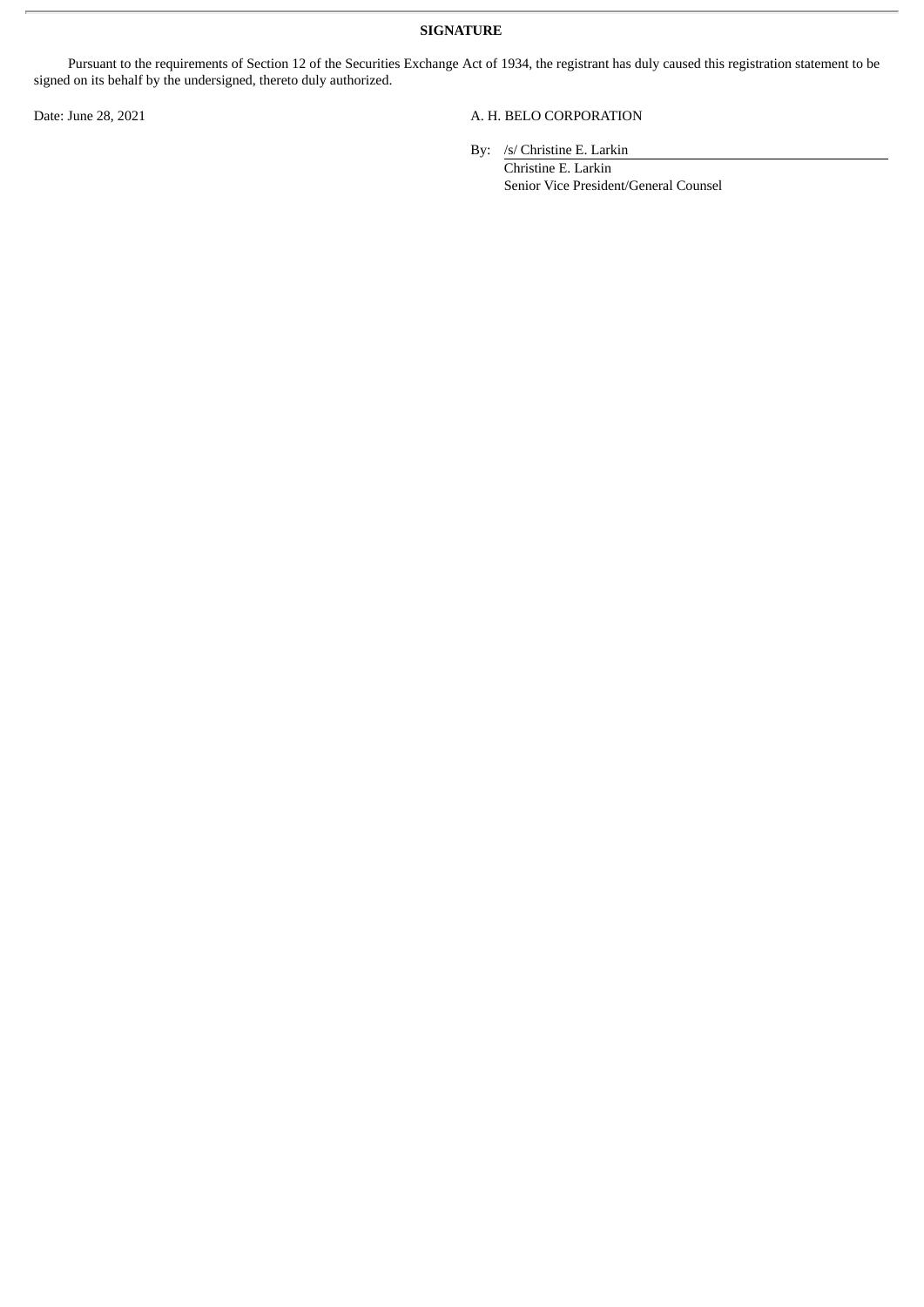**SIGNATURE**

Pursuant to the requirements of Section 12 of the Securities Exchange Act of 1934, the registrant has duly caused this registration statement to be signed on its behalf by the undersigned, thereto duly authorized.

Date: June 28, 2021

A. H. BELO CORPORATION

By: /s/ Christine E. Larkin
Christine E. Larkin
Senior Vice President/General Counsel